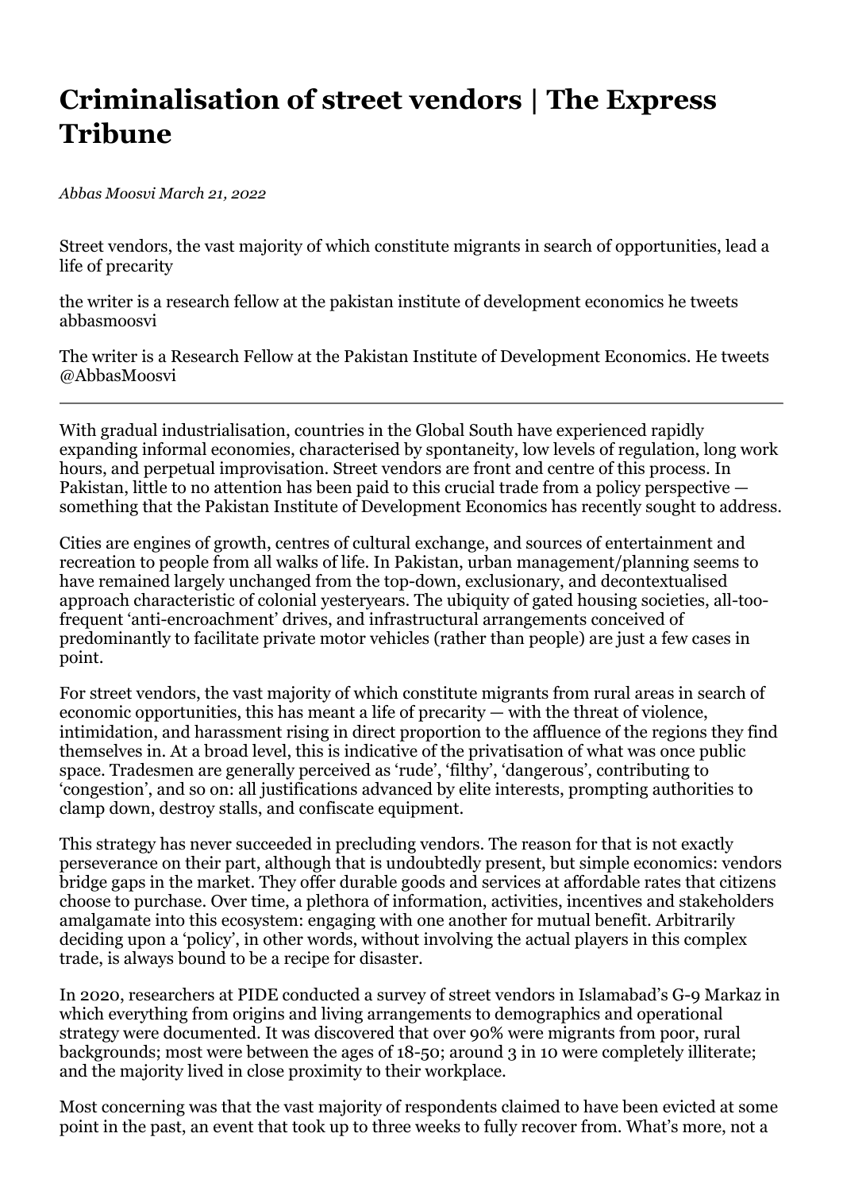# Criminalisation of street vendors | The Express Tribune

*Abbas Moosvi March 21, 2022*

Street vendors, the vast majority of which constitute migrants in search of opportunities, lead a life of precarity

the writer is a research fellow at the pakistan institute of development economics he tweets abbasmoosvi

The writer is a Research Fellow at the Pakistan Institute of Development Economics. He tweets @AbbasMoosvi

---

With gradual industrialisation, countries in the Global South have experienced rapidly expanding informal economies, characterised by spontaneity, low levels of regulation, long work hours, and perpetual improvisation. Street vendors are front and centre of this process. In Pakistan, little to no attention has been paid to this crucial trade from a policy perspective — something that the Pakistan Institute of Development Economics has recently sought to address.

Cities are engines of growth, centres of cultural exchange, and sources of entertainment and recreation to people from all walks of life. In Pakistan, urban management/planning seems to have remained largely unchanged from the top-down, exclusionary, and decontextualised approach characteristic of colonial yesteryears. The ubiquity of gated housing societies, all-too-frequent 'anti-encroachment' drives, and infrastructural arrangements conceived of predominantly to facilitate private motor vehicles (rather than people) are just a few cases in point.

For street vendors, the vast majority of which constitute migrants from rural areas in search of economic opportunities, this has meant a life of precarity — with the threat of violence, intimidation, and harassment rising in direct proportion to the affluence of the regions they find themselves in. At a broad level, this is indicative of the privatisation of what was once public space. Tradesmen are generally perceived as 'rude', 'filthy', 'dangerous', contributing to 'congestion', and so on: all justifications advanced by elite interests, prompting authorities to clamp down, destroy stalls, and confiscate equipment.

This strategy has never succeeded in precluding vendors. The reason for that is not exactly perseverance on their part, although that is undoubtedly present, but simple economics: vendors bridge gaps in the market. They offer durable goods and services at affordable rates that citizens choose to purchase. Over time, a plethora of information, activities, incentives and stakeholders amalgamate into this ecosystem: engaging with one another for mutual benefit. Arbitrarily deciding upon a 'policy', in other words, without involving the actual players in this complex trade, is always bound to be a recipe for disaster.

In 2020, researchers at PIDE conducted a survey of street vendors in Islamabad's G-9 Markaz in which everything from origins and living arrangements to demographics and operational strategy were documented. It was discovered that over 90% were migrants from poor, rural backgrounds; most were between the ages of 18-50; around 3 in 10 were completely illiterate; and the majority lived in close proximity to their workplace.

Most concerning was that the vast majority of respondents claimed to have been evicted at some point in the past, an event that took up to three weeks to fully recover from. What's more, not a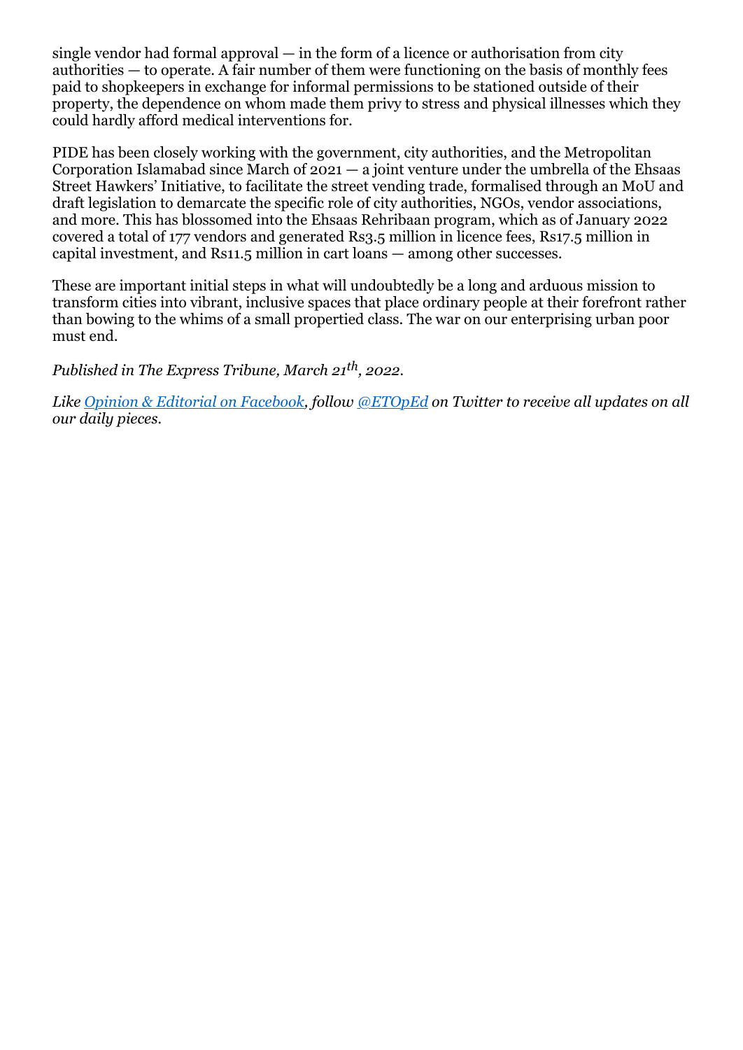single vendor had formal approval — in the form of a licence or authorisation from city authorities — to operate. A fair number of them were functioning on the basis of monthly fees paid to shopkeepers in exchange for informal permissions to be stationed outside of their property, the dependence on whom made them privy to stress and physical illnesses which they could hardly afford medical interventions for.

PIDE has been closely working with the government, city authorities, and the Metropolitan Corporation Islamabad since March of 2021 — a joint venture under the umbrella of the Ehsaas Street Hawkers' Initiative, to facilitate the street vending trade, formalised through an MoU and draft legislation to demarcate the specific role of city authorities, NGOs, vendor associations, and more. This has blossomed into the Ehsaas Rehribaan program, which as of January 2022 covered a total of 177 vendors and generated Rs3.5 million in licence fees, Rs17.5 million in capital investment, and Rs11.5 million in cart loans — among other successes.

These are important initial steps in what will undoubtedly be a long and arduous mission to transform cities into vibrant, inclusive spaces that place ordinary people at their forefront rather than bowing to the whims of a small propertied class. The war on our enterprising urban poor must end.

*Published in The Express Tribune, March 21th, 2022.*

*Like [Opinion & Editorial on Facebook], follow [@ETOpEd] on Twitter to receive all updates on all our daily pieces.*